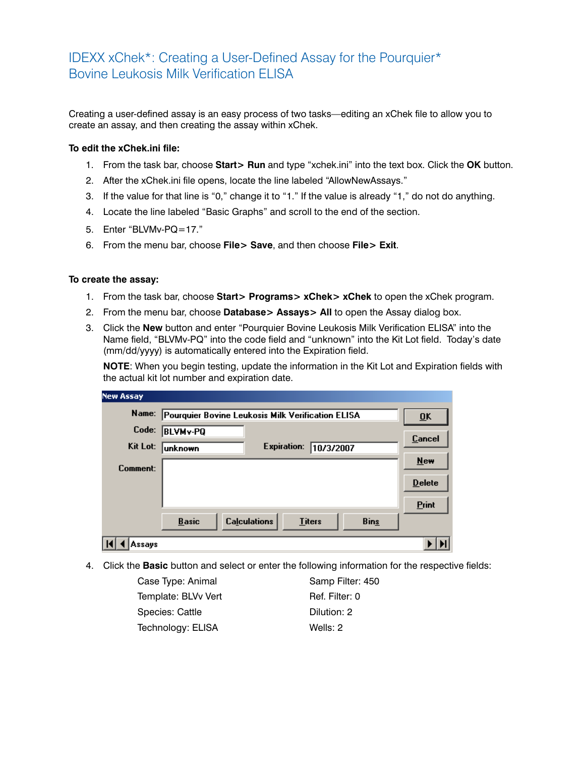# IDEXX xChek*: Creating a User-Defined Assay for the Pourquier* Bovine Leukosis Milk Verification ELISA

Creating a user-defined assay is an easy process of two tasks—editing an xChek file to allow you to create an assay, and then creating the assay within xChek.

**To edit the xChek.ini file:**

1. From the task bar, choose **Start> Run** and type "xchek.ini" into the text box. Click the **OK** button.
2. After the xChek.ini file opens, locate the line labeled "AllowNewAssays."
3. If the value for that line is "0," change it to "1." If the value is already "1," do not do anything.
4. Locate the line labeled "Basic Graphs" and scroll to the end of the section.
5. Enter "BLVMv-PQ=17."
6. From the menu bar, choose **File> Save**, and then choose **File> Exit**.

**To create the assay:**

1. From the task bar, choose **Start> Programs> xChek> xChek** to open the xChek program.
2. From the menu bar, choose **Database> Assays> All** to open the Assay dialog box.
3. Click the **New** button and enter "Pourquier Bovine Leukosis Milk Verification ELISA" into the Name field, "BLVMv-PQ" into the code field and "unknown" into the Kit Lot field. Today's date (mm/dd/yyyy) is automatically entered into the Expiration field.

   **NOTE**: When you begin testing, update the information in the Kit Lot and Expiration fields with the actual kit lot number and expiration date.

4. Click the **Basic** button and select or enter the following information for the respective fields:

   Case Type: Animal
   Template: BLVv Vert
   Species: Cattle
   Technology: ELISA
   Samp Filter: 450
   Ref. Filter: 0
   Dilution: 2
   Wells: 2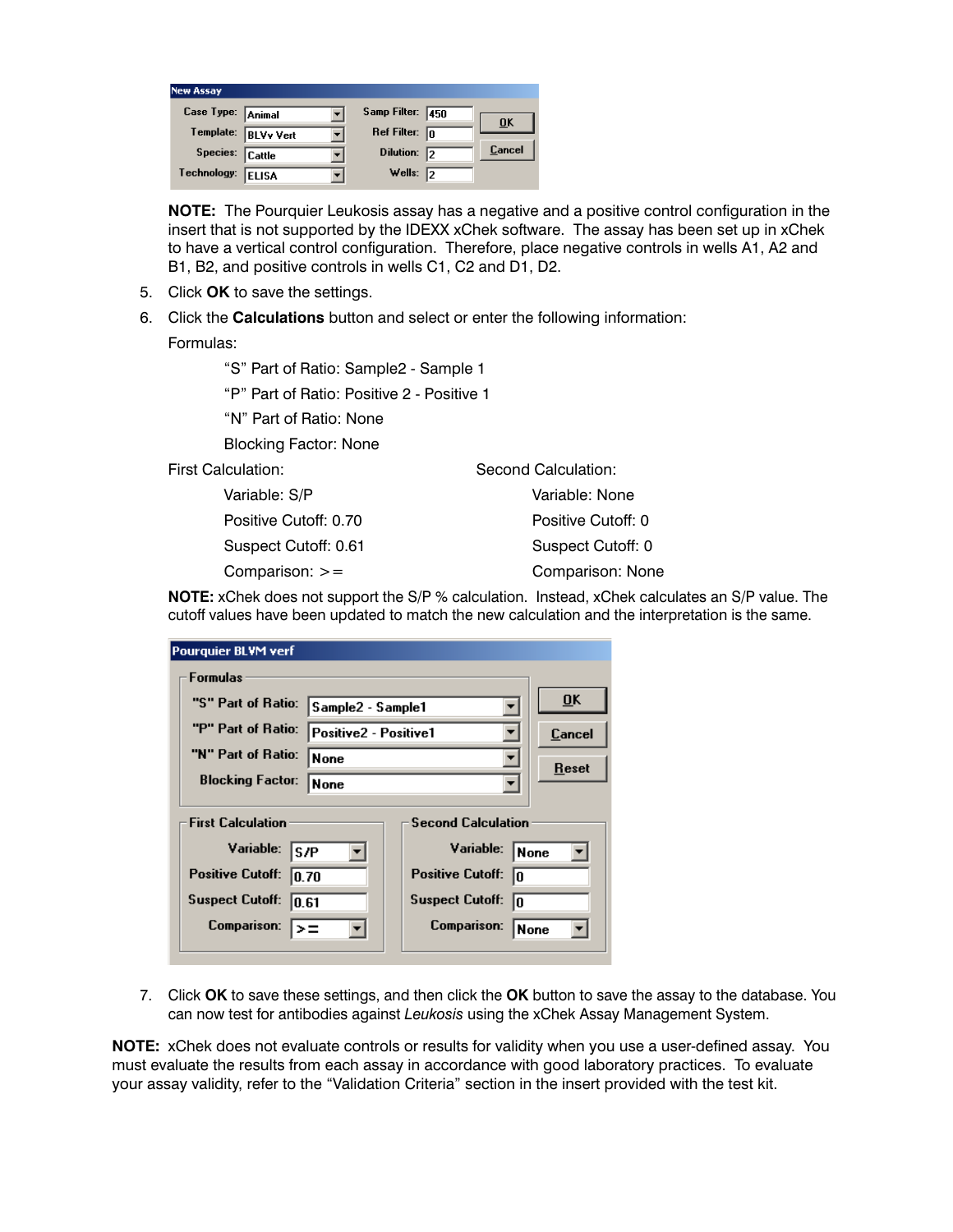**New Assay**

| | | | | |
|---|---|---|---|---|
| Case Type: | Animal | Samp Filter: | 450 | OK |
| Template: | BLVv Vert | Ref Filter: | 0 | Cancel |
| Species: | Cattle | Dilution: | 2 | |
| Technology: | ELISA | Wells: | 2 | |

**NOTE:** The Pourquier Leukosis assay has a negative and a positive control configuration in the insert that is not supported by the IDEXX xChek software. The assay has been set up in xChek to have a vertical control configuration. Therefore, place negative controls in wells A1, A2 and B1, B2, and positive controls in wells C1, C2 and D1, D2.

5. Click **OK** to save the settings.
6. Click the **Calculations** button and select or enter the following information:

   Formulas:

   "S" Part of Ratio: Sample2 - Sample 1

   "P" Part of Ratio: Positive 2 - Positive 1

   "N" Part of Ratio: None

   Blocking Factor: None

   First Calculation:

   Variable: S/P

   Positive Cutoff: 0.70

   Suspect Cutoff: 0.61

   Comparison: >=

   Second Calculation:

   Variable: None

   Positive Cutoff: 0

   Suspect Cutoff: 0

   Comparison: None

   **NOTE:** xChek does not support the S/P % calculation. Instead, xChek calculates an S/P value. The cutoff values have been updated to match the new calculation and the interpretation is the same.

**Pourquier BLVM verf**

Formulas

| | |
|---|---|
| "S" Part of Ratio: | Sample2 - Sample1 |
| "P" Part of Ratio: | Positive2 - Positive1 |
| "N" Part of Ratio: | None |
| Blocking Factor: | None |

OK | Cancel | Reset

| First Calculation | | Second Calculation | |
|---|---|---|---|
| Variable: | S/P | Variable: | None |
| Positive Cutoff: | 0.70 | Positive Cutoff: | 0 |
| Suspect Cutoff: | 0.61 | Suspect Cutoff: | 0 |
| Comparison: | >= | Comparison: | None |

7. Click **OK** to save these settings, and then click the **OK** button to save the assay to the database. You can now test for antibodies against *Leukosis* using the xChek Assay Management System.

**NOTE:** xChek does not evaluate controls or results for validity when you use a user-defined assay. You must evaluate the results from each assay in accordance with good laboratory practices. To evaluate your assay validity, refer to the "Validation Criteria" section in the insert provided with the test kit.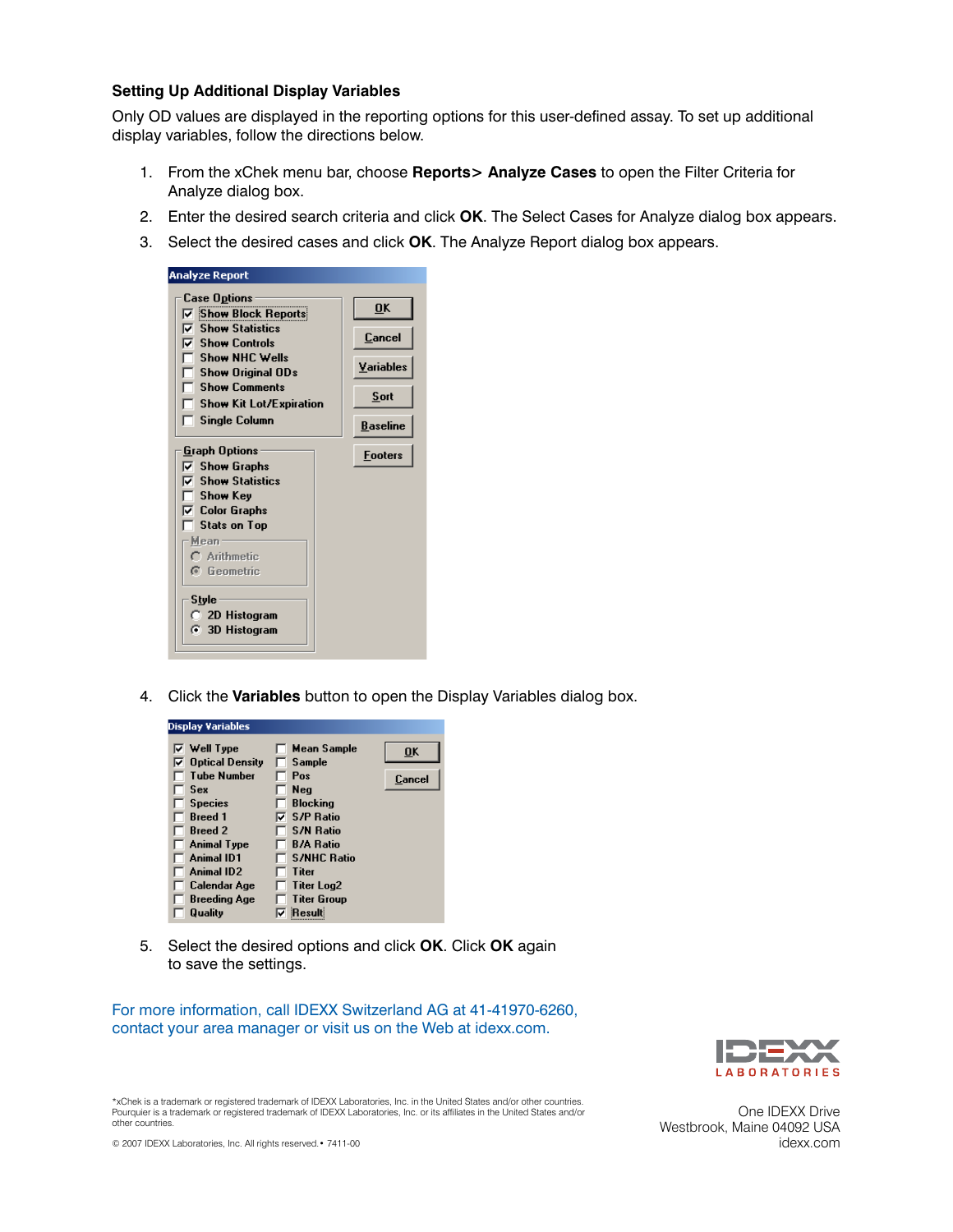### Setting Up Additional Display Variables

Only OD values are displayed in the reporting options for this user-defined assay. To set up additional display variables, follow the directions below.

1. From the xChek menu bar, choose **Reports> Analyze Cases** to open the Filter Criteria for Analyze dialog box.
2. Enter the desired search criteria and click **OK**. The Select Cases for Analyze dialog box appears.
3. Select the desired cases and click **OK**. The Analyze Report dialog box appears.

4. Click the **Variables** button to open the Display Variables dialog box.

5. Select the desired options and click **OK**. Click **OK** again to save the settings.

For more information, call IDEXX Switzerland AG at 41-41970-6260, contact your area manager or visit us on the Web at idexx.com.

IDEXX LABORATORIES

*xChek is a trademark or registered trademark of IDEXX Laboratories, Inc. in the United States and/or other countries. Pourquier is a trademark or registered trademark of IDEXX Laboratories, Inc. or its affiliates in the United States and/or other countries.

© 2007 IDEXX Laboratories, Inc. All rights reserved. • 7411-00

One IDEXX Drive
Westbrook, Maine 04092 USA
idexx.com